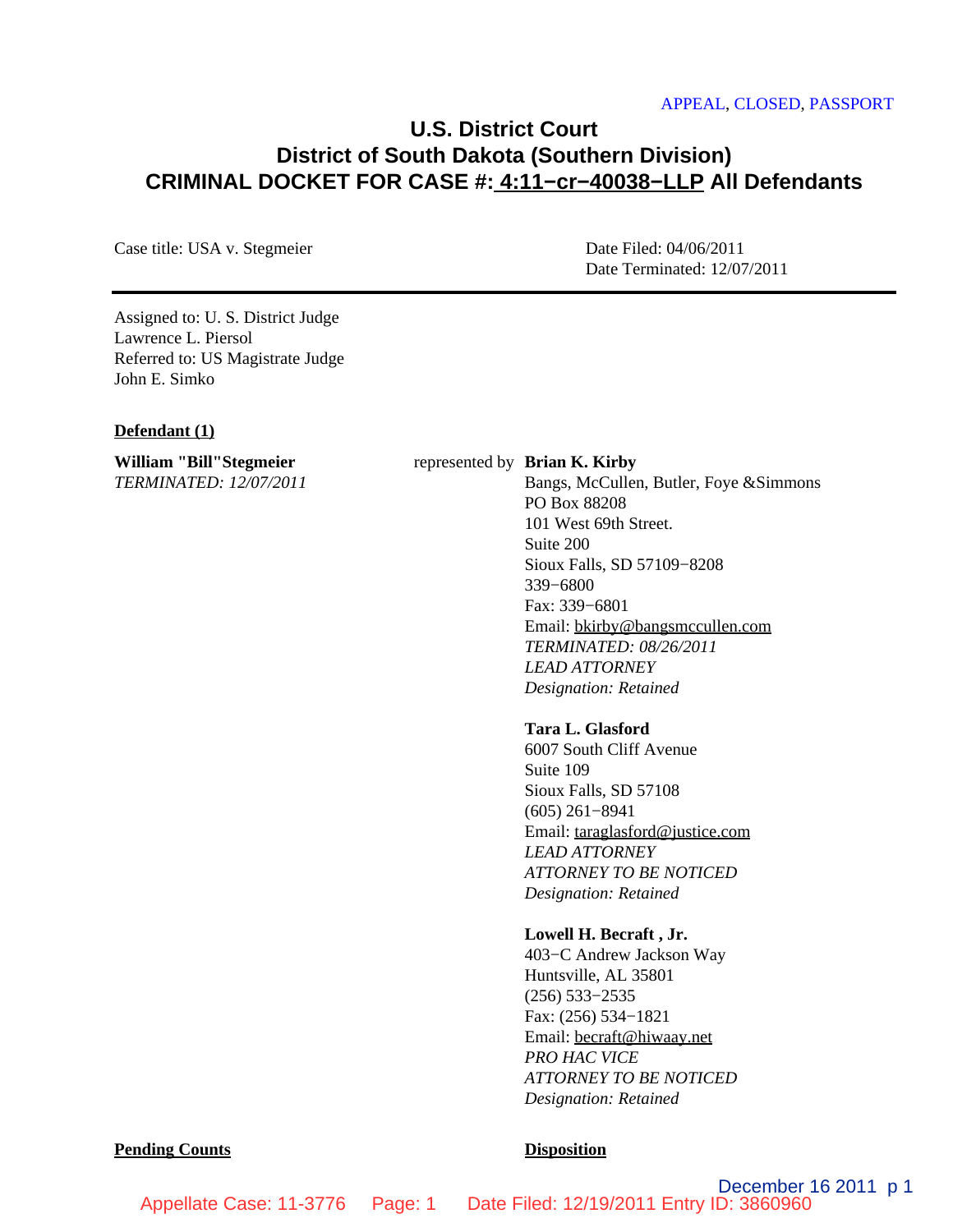APPEAL, CLOSED, PASSPORT

# U.S. District Court
## District of South Dakota (Southern Division)
## CRIMINAL DOCKET FOR CASE #: 4:11−cr−40038−LLP All Defendants

Case title: USA v. Stegmeier

Date Filed: 04/06/2011
Date Terminated: 12/07/2011

Assigned to: U. S. District Judge Lawrence L. Piersol
Referred to: US Magistrate Judge John E. Simko

**Defendant (1)**

**William "Bill"Stegmeier**
*TERMINATED: 12/07/2011*

represented by **Brian K. Kirby**
Bangs, McCullen, Butler, Foye &Simmons
PO Box 88208
101 West 69th Street.
Suite 200
Sioux Falls, SD 57109−8208
339−6800
Fax: 339−6801
Email: bkirby@bangsmccullen.com
*TERMINATED: 08/26/2011*
*LEAD ATTORNEY*
*Designation: Retained*

**Tara L. Glasford**
6007 South Cliff Avenue
Suite 109
Sioux Falls, SD 57108
(605) 261−8941
Email: taraglasford@justice.com
*LEAD ATTORNEY*
*ATTORNEY TO BE NOTICED*
*Designation: Retained*

**Lowell H. Becraft , Jr.**
403−C Andrew Jackson Way
Huntsville, AL 35801
(256) 533−2535
Fax: (256) 534−1821
Email: becraft@hiwaay.net
*PRO HAC VICE*
*ATTORNEY TO BE NOTICED*
*Designation: Retained*

**Pending Counts** | **Disposition**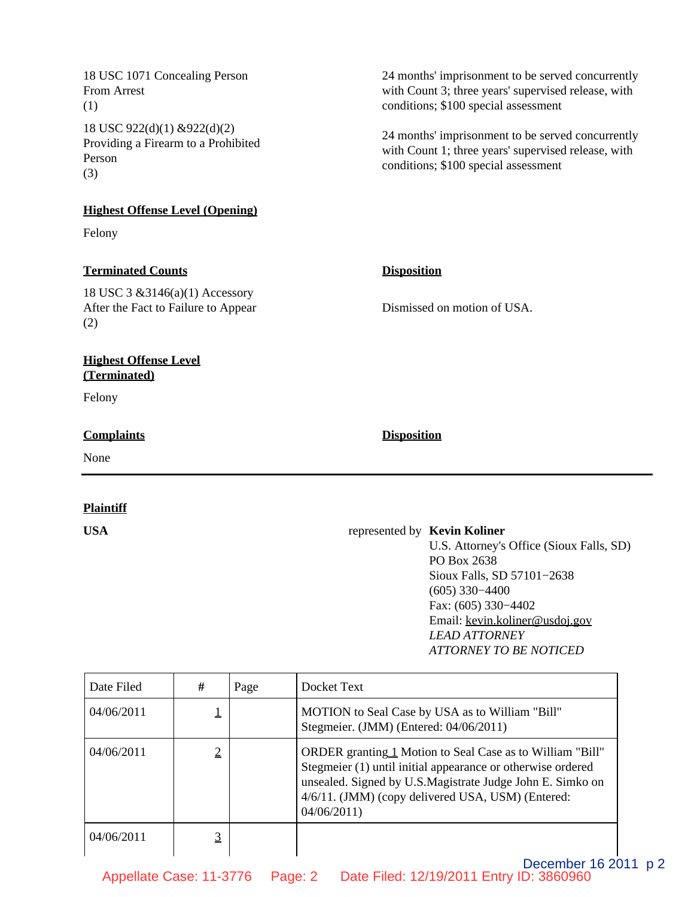| | |
|---|---|
| 18 USC 1071 Concealing Person From Arrest (1) | 24 months' imprisonment to be served concurrently with Count 3; three years' supervised release, with conditions; $100 special assessment |
| 18 USC 922(d)(1) &922(d)(2) Providing a Firearm to a Prohibited Person (3) | 24 months' imprisonment to be served concurrently with Count 1; three years' supervised release, with conditions; $100 special assessment |

**Highest Offense Level (Opening)**

Felony

| **Terminated Counts** | **Disposition** |
|---|---|
| 18 USC 3 &3146(a)(1) Accessory After the Fact to Failure to Appear (2) | Dismissed on motion of USA. |

**Highest Offense Level (Terminated)**

Felony

| **Complaints** | **Disposition** |
|---|---|
| None | |

---

**Plaintiff**

**USA** represented by **Kevin Koliner**
U.S. Attorney's Office (Sioux Falls, SD)
PO Box 2638
Sioux Falls, SD 57101−2638
(605) 330−4400
Fax: (605) 330−4402
Email: kevin.koliner@usdoj.gov
*LEAD ATTORNEY*
*ATTORNEY TO BE NOTICED*

| Date Filed | # | Page | Docket Text |
|---|---|---|---|
| 04/06/2011 | 1 | | MOTION to Seal Case by USA as to William "Bill" Stegmeier. (JMM) (Entered: 04/06/2011) |
| 04/06/2011 | 2 | | ORDER granting 1 Motion to Seal Case as to William "Bill" Stegmeier (1) until initial appearance or otherwise ordered unsealed. Signed by U.S.Magistrate Judge John E. Simko on 4/6/11. (JMM) (copy delivered USA, USM) (Entered: 04/06/2011) |
| 04/06/2011 | 3 | | |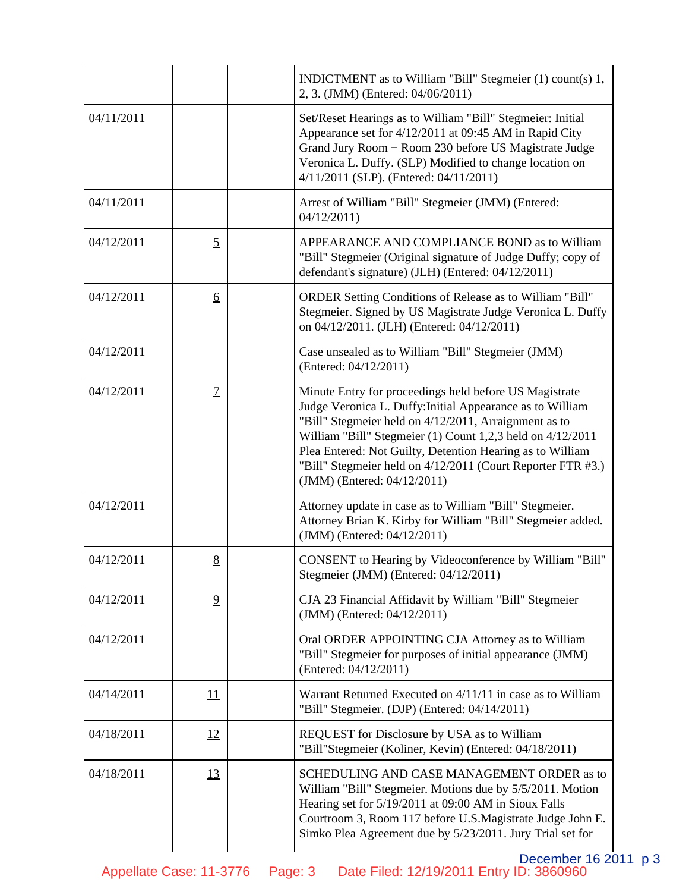| | | | |
|---|---|---|---|
| | | | INDICTMENT as to William "Bill" Stegmeier (1) count(s) 1, 2, 3. (JMM) (Entered: 04/06/2011) |
| 04/11/2011 | | | Set/Reset Hearings as to William "Bill" Stegmeier: Initial Appearance set for 4/12/2011 at 09:45 AM in Rapid City Grand Jury Room − Room 230 before US Magistrate Judge Veronica L. Duffy. (SLP) Modified to change location on 4/11/2011 (SLP). (Entered: 04/11/2011) |
| 04/11/2011 | | | Arrest of William "Bill" Stegmeier (JMM) (Entered: 04/12/2011) |
| 04/12/2011 | 5 | | APPEARANCE AND COMPLIANCE BOND as to William "Bill" Stegmeier (Original signature of Judge Duffy; copy of defendant's signature) (JLH) (Entered: 04/12/2011) |
| 04/12/2011 | 6 | | ORDER Setting Conditions of Release as to William "Bill" Stegmeier. Signed by US Magistrate Judge Veronica L. Duffy on 04/12/2011. (JLH) (Entered: 04/12/2011) |
| 04/12/2011 | | | Case unsealed as to William "Bill" Stegmeier (JMM) (Entered: 04/12/2011) |
| 04/12/2011 | 7 | | Minute Entry for proceedings held before US Magistrate Judge Veronica L. Duffy:Initial Appearance as to William "Bill" Stegmeier held on 4/12/2011, Arraignment as to William "Bill" Stegmeier (1) Count 1,2,3 held on 4/12/2011 Plea Entered: Not Guilty, Detention Hearing as to William "Bill" Stegmeier held on 4/12/2011 (Court Reporter FTR #3.) (JMM) (Entered: 04/12/2011) |
| 04/12/2011 | | | Attorney update in case as to William "Bill" Stegmeier. Attorney Brian K. Kirby for William "Bill" Stegmeier added. (JMM) (Entered: 04/12/2011) |
| 04/12/2011 | 8 | | CONSENT to Hearing by Videoconference by William "Bill" Stegmeier (JMM) (Entered: 04/12/2011) |
| 04/12/2011 | 9 | | CJA 23 Financial Affidavit by William "Bill" Stegmeier (JMM) (Entered: 04/12/2011) |
| 04/12/2011 | | | Oral ORDER APPOINTING CJA Attorney as to William "Bill" Stegmeier for purposes of initial appearance (JMM) (Entered: 04/12/2011) |
| 04/14/2011 | 11 | | Warrant Returned Executed on 4/11/11 in case as to William "Bill" Stegmeier. (DJP) (Entered: 04/14/2011) |
| 04/18/2011 | 12 | | REQUEST for Disclosure by USA as to William "Bill"Stegmeier (Koliner, Kevin) (Entered: 04/18/2011) |
| 04/18/2011 | 13 | | SCHEDULING AND CASE MANAGEMENT ORDER as to William "Bill" Stegmeier. Motions due by 5/5/2011. Motion Hearing set for 5/19/2011 at 09:00 AM in Sioux Falls Courtroom 3, Room 117 before U.S.Magistrate Judge John E. Simko Plea Agreement due by 5/23/2011. Jury Trial set for |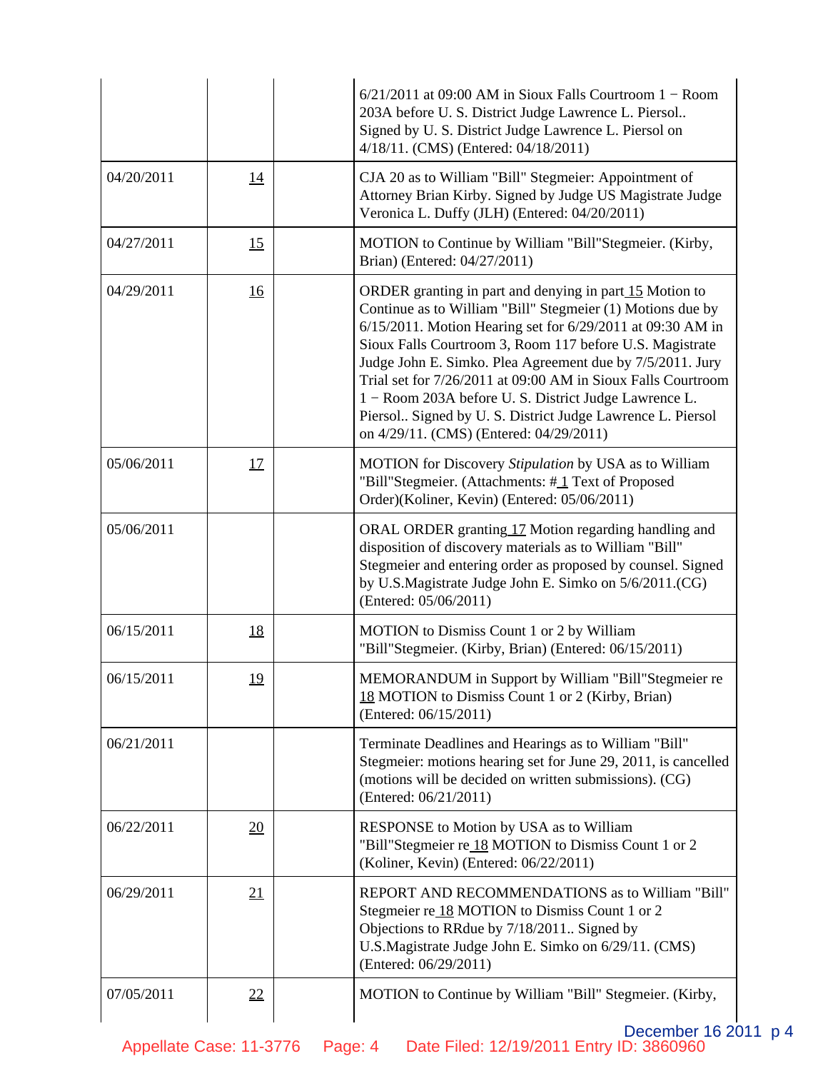| | | | |
|---|---|---|---|
| | | | 6/21/2011 at 09:00 AM in Sioux Falls Courtroom 1 − Room 203A before U. S. District Judge Lawrence L. Piersol.. Signed by U. S. District Judge Lawrence L. Piersol on 4/18/11. (CMS) (Entered: 04/18/2011) |
| 04/20/2011 | 14 | | CJA 20 as to William "Bill" Stegmeier: Appointment of Attorney Brian Kirby. Signed by Judge US Magistrate Judge Veronica L. Duffy (JLH) (Entered: 04/20/2011) |
| 04/27/2011 | 15 | | MOTION to Continue by William "Bill"Stegmeier. (Kirby, Brian) (Entered: 04/27/2011) |
| 04/29/2011 | 16 | | ORDER granting in part and denying in part 15 Motion to Continue as to William "Bill" Stegmeier (1) Motions due by 6/15/2011. Motion Hearing set for 6/29/2011 at 09:30 AM in Sioux Falls Courtroom 3, Room 117 before U.S. Magistrate Judge John E. Simko. Plea Agreement due by 7/5/2011. Jury Trial set for 7/26/2011 at 09:00 AM in Sioux Falls Courtroom 1 − Room 203A before U. S. District Judge Lawrence L. Piersol.. Signed by U. S. District Judge Lawrence L. Piersol on 4/29/11. (CMS) (Entered: 04/29/2011) |
| 05/06/2011 | 17 | | MOTION for Discovery *Stipulation* by USA as to William "Bill"Stegmeier. (Attachments: # 1 Text of Proposed Order)(Koliner, Kevin) (Entered: 05/06/2011) |
| 05/06/2011 | | | ORAL ORDER granting 17 Motion regarding handling and disposition of discovery materials as to William "Bill" Stegmeier and entering order as proposed by counsel. Signed by U.S.Magistrate Judge John E. Simko on 5/6/2011.(CG) (Entered: 05/06/2011) |
| 06/15/2011 | 18 | | MOTION to Dismiss Count 1 or 2 by William "Bill"Stegmeier. (Kirby, Brian) (Entered: 06/15/2011) |
| 06/15/2011 | 19 | | MEMORANDUM in Support by William "Bill"Stegmeier re 18 MOTION to Dismiss Count 1 or 2 (Kirby, Brian) (Entered: 06/15/2011) |
| 06/21/2011 | | | Terminate Deadlines and Hearings as to William "Bill" Stegmeier: motions hearing set for June 29, 2011, is cancelled (motions will be decided on written submissions). (CG) (Entered: 06/21/2011) |
| 06/22/2011 | 20 | | RESPONSE to Motion by USA as to William "Bill"Stegmeier re 18 MOTION to Dismiss Count 1 or 2 (Koliner, Kevin) (Entered: 06/22/2011) |
| 06/29/2011 | 21 | | REPORT AND RECOMMENDATIONS as to William "Bill" Stegmeier re 18 MOTION to Dismiss Count 1 or 2 Objections to RRdue by 7/18/2011.. Signed by U.S.Magistrate Judge John E. Simko on 6/29/11. (CMS) (Entered: 06/29/2011) |
| 07/05/2011 | 22 | | MOTION to Continue by William "Bill" Stegmeier. (Kirby, |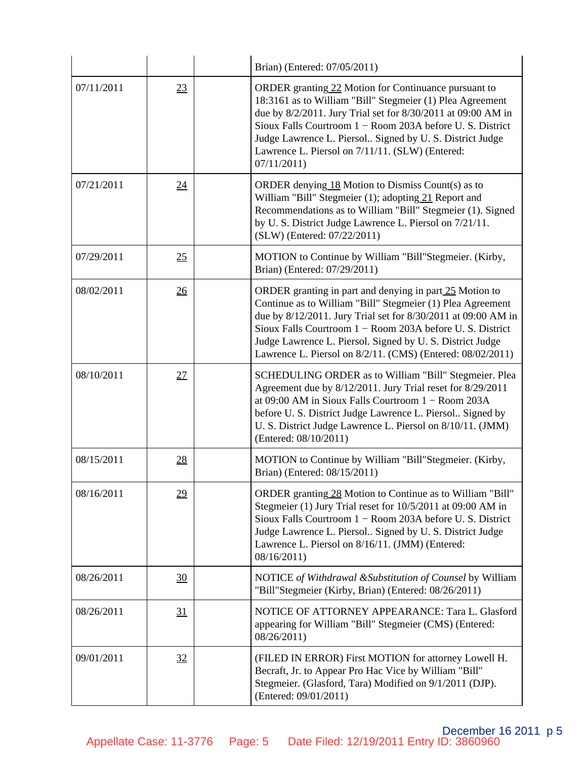| | | | |
|---|---|---|---|
| | | | Brian) (Entered: 07/05/2011) |
| 07/11/2011 | 23 | | ORDER granting 22 Motion for Continuance pursuant to 18:3161 as to William "Bill" Stegmeier (1) Plea Agreement due by 8/2/2011. Jury Trial set for 8/30/2011 at 09:00 AM in Sioux Falls Courtroom 1 − Room 203A before U. S. District Judge Lawrence L. Piersol.. Signed by U. S. District Judge Lawrence L. Piersol on 7/11/11. (SLW) (Entered: 07/11/2011) |
| 07/21/2011 | 24 | | ORDER denying 18 Motion to Dismiss Count(s) as to William "Bill" Stegmeier (1); adopting 21 Report and Recommendations as to William "Bill" Stegmeier (1). Signed by U. S. District Judge Lawrence L. Piersol on 7/21/11. (SLW) (Entered: 07/22/2011) |
| 07/29/2011 | 25 | | MOTION to Continue by William "Bill"Stegmeier. (Kirby, Brian) (Entered: 07/29/2011) |
| 08/02/2011 | 26 | | ORDER granting in part and denying in part 25 Motion to Continue as to William "Bill" Stegmeier (1) Plea Agreement due by 8/12/2011. Jury Trial set for 8/30/2011 at 09:00 AM in Sioux Falls Courtroom 1 − Room 203A before U. S. District Judge Lawrence L. Piersol. Signed by U. S. District Judge Lawrence L. Piersol on 8/2/11. (CMS) (Entered: 08/02/2011) |
| 08/10/2011 | 27 | | SCHEDULING ORDER as to William "Bill" Stegmeier. Plea Agreement due by 8/12/2011. Jury Trial reset for 8/29/2011 at 09:00 AM in Sioux Falls Courtroom 1 − Room 203A before U. S. District Judge Lawrence L. Piersol.. Signed by U. S. District Judge Lawrence L. Piersol on 8/10/11. (JMM) (Entered: 08/10/2011) |
| 08/15/2011 | 28 | | MOTION to Continue by William "Bill"Stegmeier. (Kirby, Brian) (Entered: 08/15/2011) |
| 08/16/2011 | 29 | | ORDER granting 28 Motion to Continue as to William "Bill" Stegmeier (1) Jury Trial reset for 10/5/2011 at 09:00 AM in Sioux Falls Courtroom 1 − Room 203A before U. S. District Judge Lawrence L. Piersol.. Signed by U. S. District Judge Lawrence L. Piersol on 8/16/11. (JMM) (Entered: 08/16/2011) |
| 08/26/2011 | 30 | | NOTICE *of Withdrawal &Substitution of Counsel* by William "Bill"Stegmeier (Kirby, Brian) (Entered: 08/26/2011) |
| 08/26/2011 | 31 | | NOTICE OF ATTORNEY APPEARANCE: Tara L. Glasford appearing for William "Bill" Stegmeier (CMS) (Entered: 08/26/2011) |
| 09/01/2011 | 32 | | (FILED IN ERROR) First MOTION for attorney Lowell H. Becraft, Jr. to Appear Pro Hac Vice by William "Bill" Stegmeier. (Glasford, Tara) Modified on 9/1/2011 (DJP). (Entered: 09/01/2011) |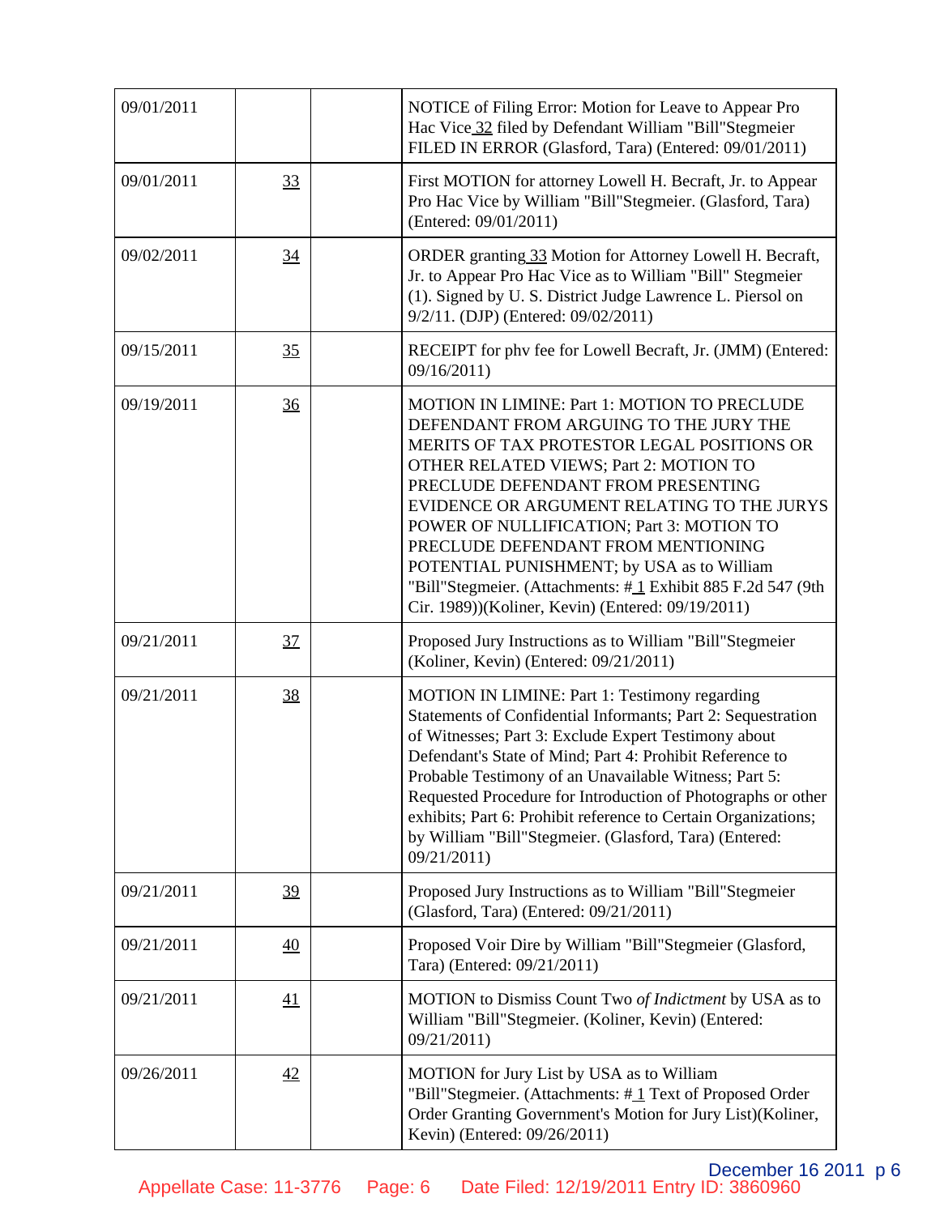| | | | |
|---|---|---|---|
| 09/01/2011 | | | NOTICE of Filing Error: Motion for Leave to Appear Pro Hac Vice 32 filed by Defendant William "Bill"Stegmeier FILED IN ERROR (Glasford, Tara) (Entered: 09/01/2011) |
| 09/01/2011 | 33 | | First MOTION for attorney Lowell H. Becraft, Jr. to Appear Pro Hac Vice by William "Bill"Stegmeier. (Glasford, Tara) (Entered: 09/01/2011) |
| 09/02/2011 | 34 | | ORDER granting 33 Motion for Attorney Lowell H. Becraft, Jr. to Appear Pro Hac Vice as to William "Bill" Stegmeier (1). Signed by U. S. District Judge Lawrence L. Piersol on 9/2/11. (DJP) (Entered: 09/02/2011) |
| 09/15/2011 | 35 | | RECEIPT for phv fee for Lowell Becraft, Jr. (JMM) (Entered: 09/16/2011) |
| 09/19/2011 | 36 | | MOTION IN LIMINE: Part 1: MOTION TO PRECLUDE DEFENDANT FROM ARGUING TO THE JURY THE MERITS OF TAX PROTESTOR LEGAL POSITIONS OR OTHER RELATED VIEWS; Part 2: MOTION TO PRECLUDE DEFENDANT FROM PRESENTING EVIDENCE OR ARGUMENT RELATING TO THE JURYS POWER OF NULLIFICATION; Part 3: MOTION TO PRECLUDE DEFENDANT FROM MENTIONING POTENTIAL PUNISHMENT; by USA as to William "Bill"Stegmeier. (Attachments: # 1 Exhibit 885 F.2d 547 (9th Cir. 1989))(Koliner, Kevin) (Entered: 09/19/2011) |
| 09/21/2011 | 37 | | Proposed Jury Instructions as to William "Bill"Stegmeier (Koliner, Kevin) (Entered: 09/21/2011) |
| 09/21/2011 | 38 | | MOTION IN LIMINE: Part 1: Testimony regarding Statements of Confidential Informants; Part 2: Sequestration of Witnesses; Part 3: Exclude Expert Testimony about Defendant's State of Mind; Part 4: Prohibit Reference to Probable Testimony of an Unavailable Witness; Part 5: Requested Procedure for Introduction of Photographs or other exhibits; Part 6: Prohibit reference to Certain Organizations; by William "Bill"Stegmeier. (Glasford, Tara) (Entered: 09/21/2011) |
| 09/21/2011 | 39 | | Proposed Jury Instructions as to William "Bill"Stegmeier (Glasford, Tara) (Entered: 09/21/2011) |
| 09/21/2011 | 40 | | Proposed Voir Dire by William "Bill"Stegmeier (Glasford, Tara) (Entered: 09/21/2011) |
| 09/21/2011 | 41 | | MOTION to Dismiss Count Two *of Indictment* by USA as to William "Bill"Stegmeier. (Koliner, Kevin) (Entered: 09/21/2011) |
| 09/26/2011 | 42 | | MOTION for Jury List by USA as to William "Bill"Stegmeier. (Attachments: # 1 Text of Proposed Order Order Granting Government's Motion for Jury List)(Koliner, Kevin) (Entered: 09/26/2011) |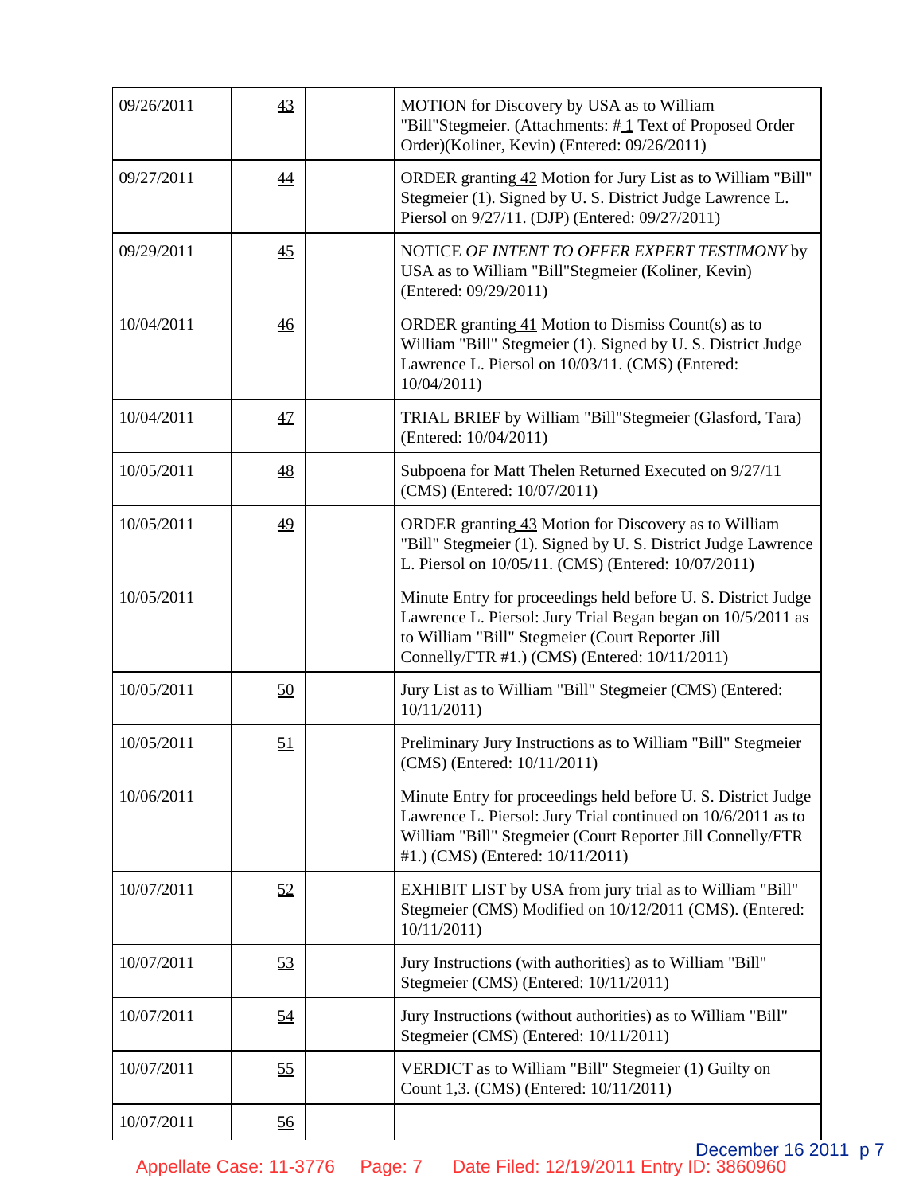| | | | |
|---|---|---|---|
| 09/26/2011 | 43 | | MOTION for Discovery by USA as to William "Bill"Stegmeier. (Attachments: # 1 Text of Proposed Order Order)(Koliner, Kevin) (Entered: 09/26/2011) |
| 09/27/2011 | 44 | | ORDER granting 42 Motion for Jury List as to William "Bill" Stegmeier (1). Signed by U. S. District Judge Lawrence L. Piersol on 9/27/11. (DJP) (Entered: 09/27/2011) |
| 09/29/2011 | 45 | | NOTICE *OF INTENT TO OFFER EXPERT TESTIMONY* by USA as to William "Bill"Stegmeier (Koliner, Kevin) (Entered: 09/29/2011) |
| 10/04/2011 | 46 | | ORDER granting 41 Motion to Dismiss Count(s) as to William "Bill" Stegmeier (1). Signed by U. S. District Judge Lawrence L. Piersol on 10/03/11. (CMS) (Entered: 10/04/2011) |
| 10/04/2011 | 47 | | TRIAL BRIEF by William "Bill"Stegmeier (Glasford, Tara) (Entered: 10/04/2011) |
| 10/05/2011 | 48 | | Subpoena for Matt Thelen Returned Executed on 9/27/11 (CMS) (Entered: 10/07/2011) |
| 10/05/2011 | 49 | | ORDER granting 43 Motion for Discovery as to William "Bill" Stegmeier (1). Signed by U. S. District Judge Lawrence L. Piersol on 10/05/11. (CMS) (Entered: 10/07/2011) |
| 10/05/2011 | | | Minute Entry for proceedings held before U. S. District Judge Lawrence L. Piersol: Jury Trial Began began on 10/5/2011 as to William "Bill" Stegmeier (Court Reporter Jill Connelly/FTR #1.) (CMS) (Entered: 10/11/2011) |
| 10/05/2011 | 50 | | Jury List as to William "Bill" Stegmeier (CMS) (Entered: 10/11/2011) |
| 10/05/2011 | 51 | | Preliminary Jury Instructions as to William "Bill" Stegmeier (CMS) (Entered: 10/11/2011) |
| 10/06/2011 | | | Minute Entry for proceedings held before U. S. District Judge Lawrence L. Piersol: Jury Trial continued on 10/6/2011 as to William "Bill" Stegmeier (Court Reporter Jill Connelly/FTR #1.) (CMS) (Entered: 10/11/2011) |
| 10/07/2011 | 52 | | EXHIBIT LIST by USA from jury trial as to William "Bill" Stegmeier (CMS) Modified on 10/12/2011 (CMS). (Entered: 10/11/2011) |
| 10/07/2011 | 53 | | Jury Instructions (with authorities) as to William "Bill" Stegmeier (CMS) (Entered: 10/11/2011) |
| 10/07/2011 | 54 | | Jury Instructions (without authorities) as to William "Bill" Stegmeier (CMS) (Entered: 10/11/2011) |
| 10/07/2011 | 55 | | VERDICT as to William "Bill" Stegmeier (1) Guilty on Count 1,3. (CMS) (Entered: 10/11/2011) |
| 10/07/2011 | 56 | | |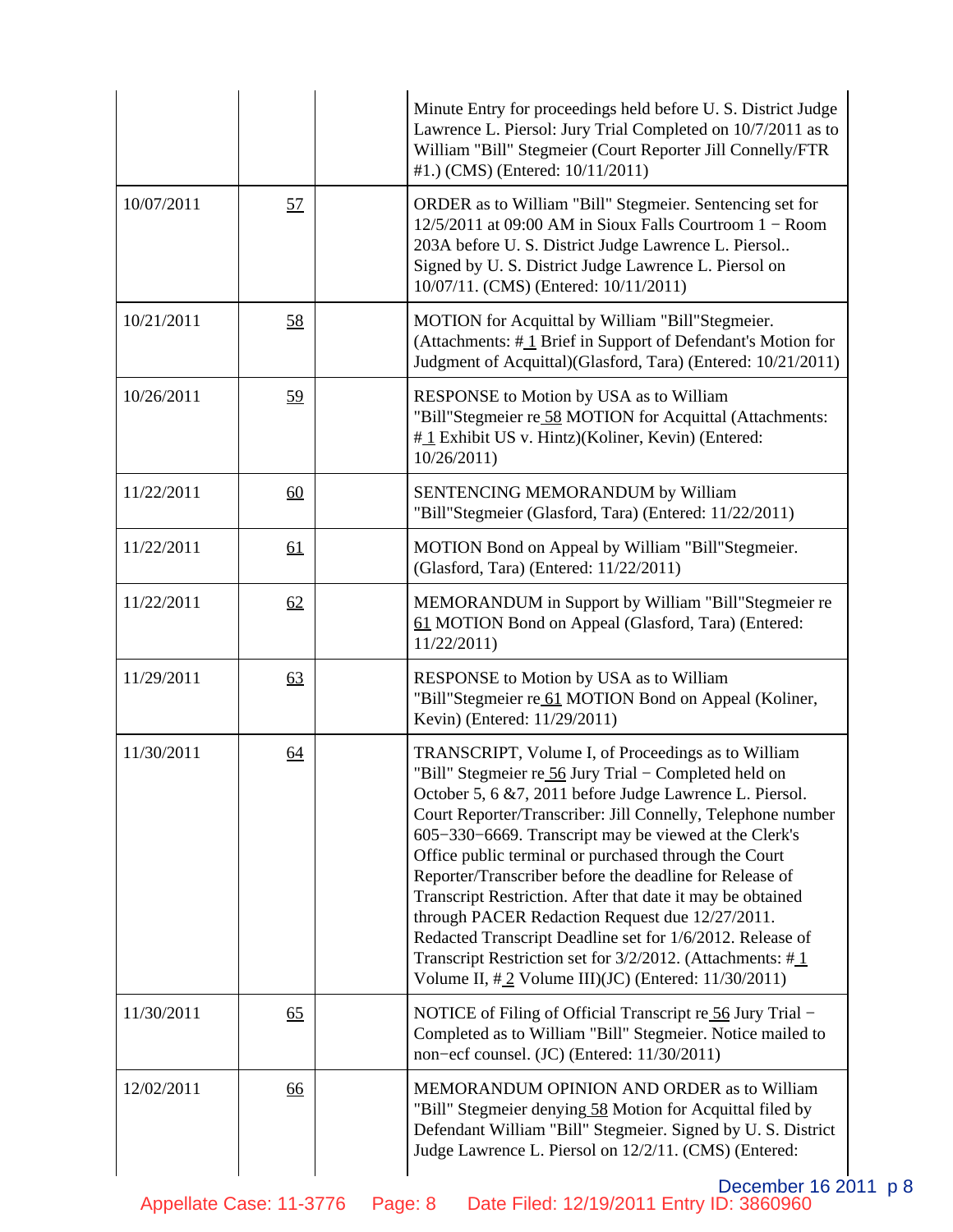| | | | |
|---|---|---|---|
| | | | Minute Entry for proceedings held before U. S. District Judge Lawrence L. Piersol: Jury Trial Completed on 10/7/2011 as to William "Bill" Stegmeier (Court Reporter Jill Connelly/FTR #1.) (CMS) (Entered: 10/11/2011) |
| 10/07/2011 | 57 | | ORDER as to William "Bill" Stegmeier. Sentencing set for 12/5/2011 at 09:00 AM in Sioux Falls Courtroom 1 − Room 203A before U. S. District Judge Lawrence L. Piersol.. Signed by U. S. District Judge Lawrence L. Piersol on 10/07/11. (CMS) (Entered: 10/11/2011) |
| 10/21/2011 | 58 | | MOTION for Acquittal by William "Bill"Stegmeier. (Attachments: # 1 Brief in Support of Defendant's Motion for Judgment of Acquittal)(Glasford, Tara) (Entered: 10/21/2011) |
| 10/26/2011 | 59 | | RESPONSE to Motion by USA as to William "Bill"Stegmeier re 58 MOTION for Acquittal (Attachments: # 1 Exhibit US v. Hintz)(Koliner, Kevin) (Entered: 10/26/2011) |
| 11/22/2011 | 60 | | SENTENCING MEMORANDUM by William "Bill"Stegmeier (Glasford, Tara) (Entered: 11/22/2011) |
| 11/22/2011 | 61 | | MOTION Bond on Appeal by William "Bill"Stegmeier. (Glasford, Tara) (Entered: 11/22/2011) |
| 11/22/2011 | 62 | | MEMORANDUM in Support by William "Bill"Stegmeier re 61 MOTION Bond on Appeal (Glasford, Tara) (Entered: 11/22/2011) |
| 11/29/2011 | 63 | | RESPONSE to Motion by USA as to William "Bill"Stegmeier re 61 MOTION Bond on Appeal (Koliner, Kevin) (Entered: 11/29/2011) |
| 11/30/2011 | 64 | | TRANSCRIPT, Volume I, of Proceedings as to William "Bill" Stegmeier re 56 Jury Trial − Completed held on October 5, 6 &7, 2011 before Judge Lawrence L. Piersol. Court Reporter/Transcriber: Jill Connelly, Telephone number 605−330−6669. Transcript may be viewed at the Clerk's Office public terminal or purchased through the Court Reporter/Transcriber before the deadline for Release of Transcript Restriction. After that date it may be obtained through PACER Redaction Request due 12/27/2011. Redacted Transcript Deadline set for 1/6/2012. Release of Transcript Restriction set for 3/2/2012. (Attachments: # 1 Volume II, # 2 Volume III)(JC) (Entered: 11/30/2011) |
| 11/30/2011 | 65 | | NOTICE of Filing of Official Transcript re 56 Jury Trial − Completed as to William "Bill" Stegmeier. Notice mailed to non−ecf counsel. (JC) (Entered: 11/30/2011) |
| 12/02/2011 | 66 | | MEMORANDUM OPINION AND ORDER as to William "Bill" Stegmeier denying 58 Motion for Acquittal filed by Defendant William "Bill" Stegmeier. Signed by U. S. District Judge Lawrence L. Piersol on 12/2/11. (CMS) (Entered: |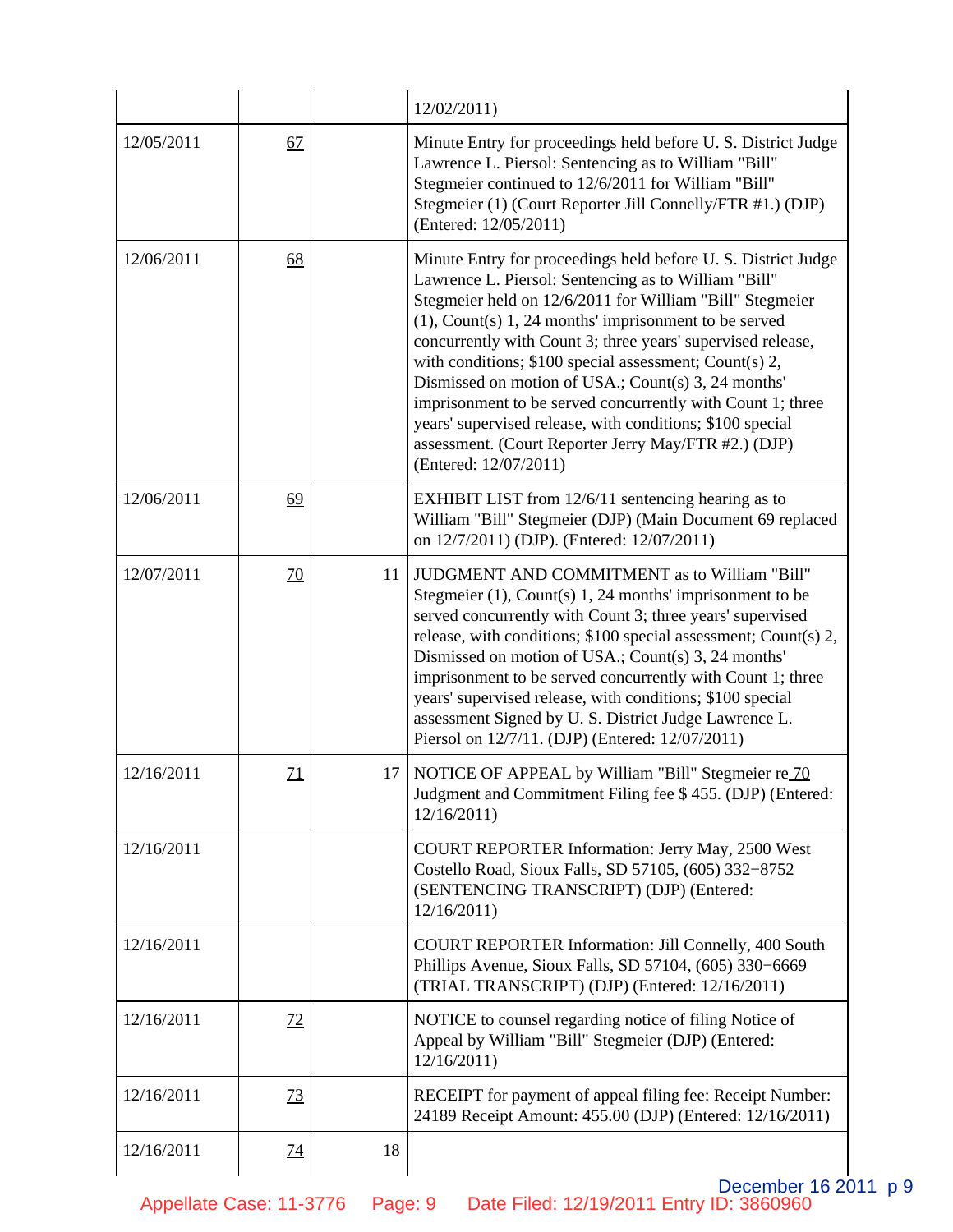| | | | |
|---|---|---|---|
| | | | 12/02/2011) |
| 12/05/2011 | 67 | | Minute Entry for proceedings held before U. S. District Judge Lawrence L. Piersol: Sentencing as to William "Bill" Stegmeier continued to 12/6/2011 for William "Bill" Stegmeier (1) (Court Reporter Jill Connelly/FTR #1.) (DJP) (Entered: 12/05/2011) |
| 12/06/2011 | 68 | | Minute Entry for proceedings held before U. S. District Judge Lawrence L. Piersol: Sentencing as to William "Bill" Stegmeier held on 12/6/2011 for William "Bill" Stegmeier (1), Count(s) 1, 24 months' imprisonment to be served concurrently with Count 3; three years' supervised release, with conditions; $100 special assessment; Count(s) 2, Dismissed on motion of USA.; Count(s) 3, 24 months' imprisonment to be served concurrently with Count 1; three years' supervised release, with conditions; $100 special assessment. (Court Reporter Jerry May/FTR #2.) (DJP) (Entered: 12/07/2011) |
| 12/06/2011 | 69 | | EXHIBIT LIST from 12/6/11 sentencing hearing as to William "Bill" Stegmeier (DJP) (Main Document 69 replaced on 12/7/2011) (DJP). (Entered: 12/07/2011) |
| 12/07/2011 | 70 | 11 | JUDGMENT AND COMMITMENT as to William "Bill" Stegmeier (1), Count(s) 1, 24 months' imprisonment to be served concurrently with Count 3; three years' supervised release, with conditions; $100 special assessment; Count(s) 2, Dismissed on motion of USA.; Count(s) 3, 24 months' imprisonment to be served concurrently with Count 1; three years' supervised release, with conditions; $100 special assessment Signed by U. S. District Judge Lawrence L. Piersol on 12/7/11. (DJP) (Entered: 12/07/2011) |
| 12/16/2011 | 71 | 17 | NOTICE OF APPEAL by William "Bill" Stegmeier re 70 Judgment and Commitment Filing fee $ 455. (DJP) (Entered: 12/16/2011) |
| 12/16/2011 | | | COURT REPORTER Information: Jerry May, 2500 West Costello Road, Sioux Falls, SD 57105, (605) 332−8752 (SENTENCING TRANSCRIPT) (DJP) (Entered: 12/16/2011) |
| 12/16/2011 | | | COURT REPORTER Information: Jill Connelly, 400 South Phillips Avenue, Sioux Falls, SD 57104, (605) 330−6669 (TRIAL TRANSCRIPT) (DJP) (Entered: 12/16/2011) |
| 12/16/2011 | 72 | | NOTICE to counsel regarding notice of filing Notice of Appeal by William "Bill" Stegmeier (DJP) (Entered: 12/16/2011) |
| 12/16/2011 | 73 | | RECEIPT for payment of appeal filing fee: Receipt Number: 24189 Receipt Amount: 455.00 (DJP) (Entered: 12/16/2011) |
| 12/16/2011 | 74 | 18 | |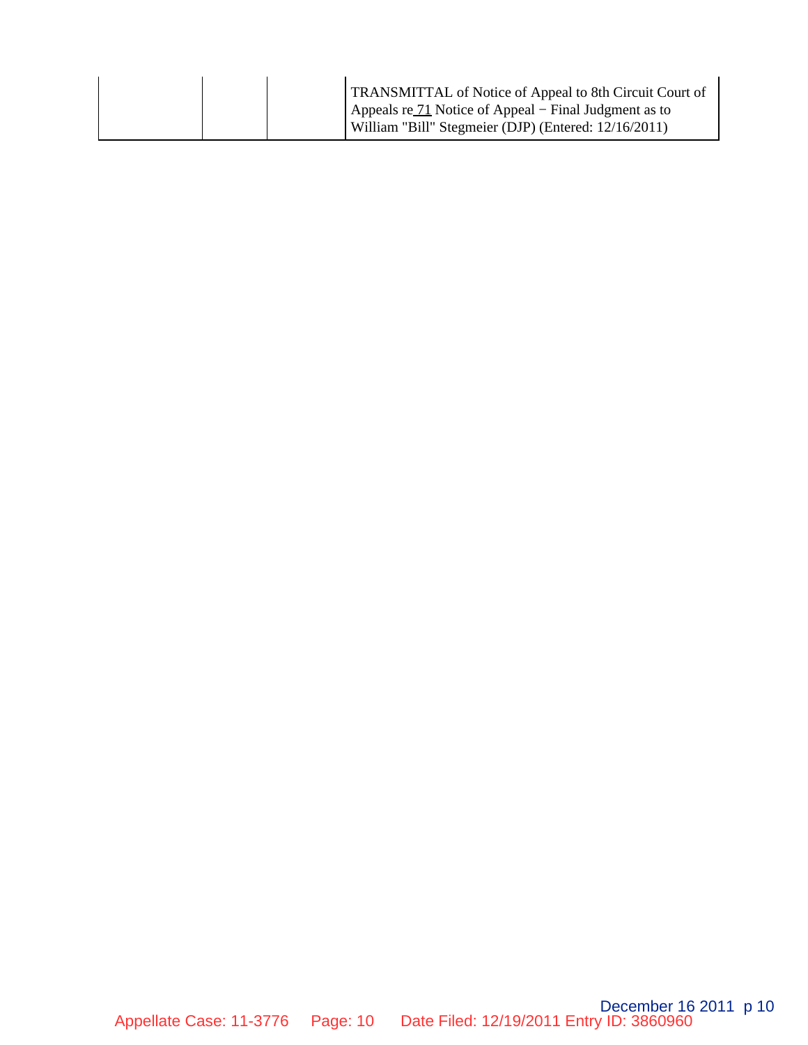|  |  |  | TRANSMITTAL of Notice of Appeal to 8th Circuit Court of Appeals re 71 Notice of Appeal − Final Judgment as to William "Bill" Stegmeier (DJP) (Entered: 12/16/2011) |
|---|---|---|---|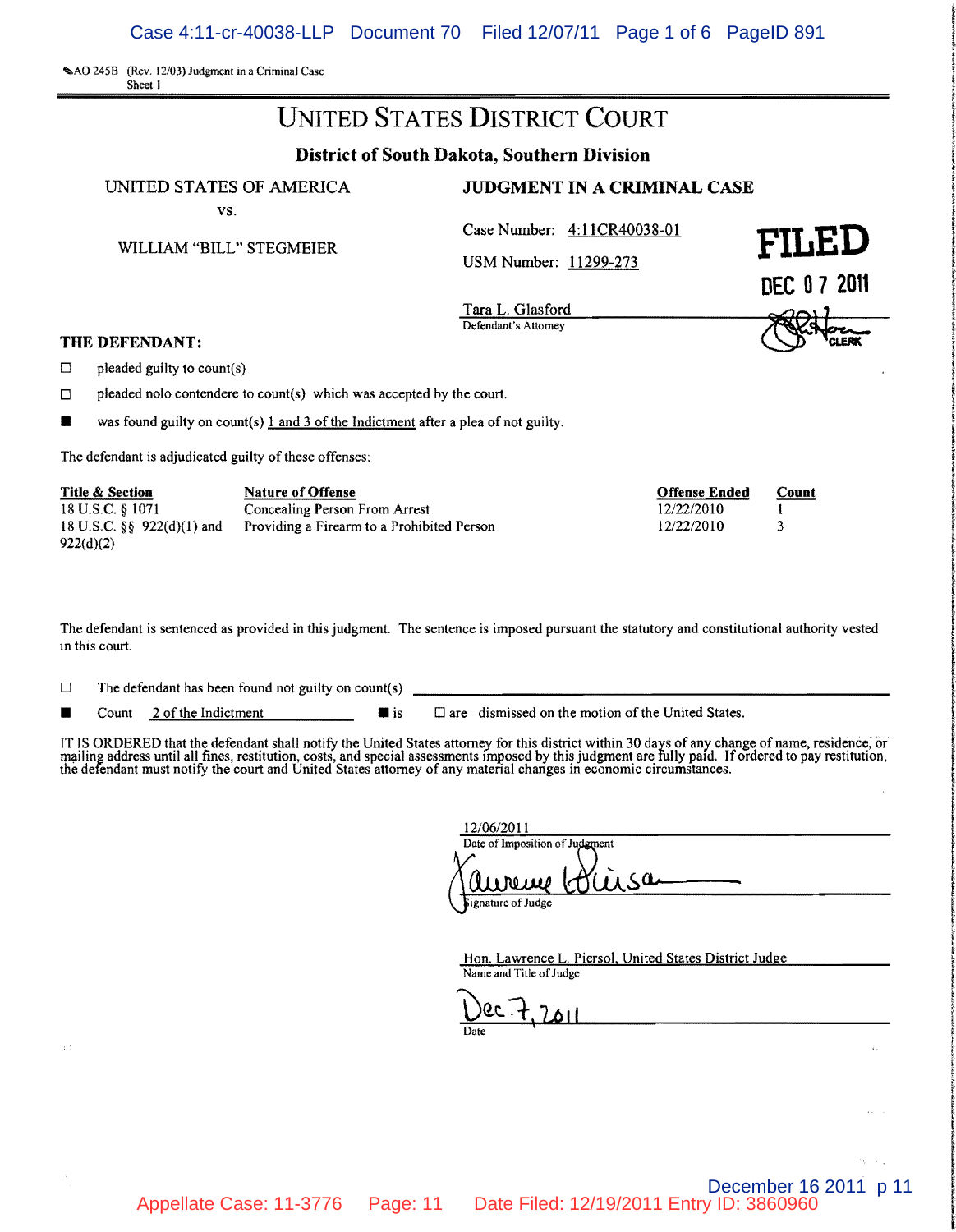AO 245B (Rev. 12/03) Judgment in a Criminal Case
Sheet 1

# UNITED STATES DISTRICT COURT

## District of South Dakota, Southern Division

UNITED STATES OF AMERICA

vs.

WILLIAM "BILL" STEGMEIER

**JUDGMENT IN A CRIMINAL CASE**

Case Number: 4:11CR40038-01

USM Number: 11299-273

Tara L. Glasford
Defendant's Attorney

FILED
DEC 07 2011
CLERK

**THE DEFENDANT:**

☐ pleaded guilty to count(s)

☐ pleaded nolo contendere to count(s) which was accepted by the court.

■ was found guilty on count(s) 1 and 3 of the Indictment after a plea of not guilty.

The defendant is adjudicated guilty of these offenses:

| Title & Section | Nature of Offense | Offense Ended | Count |
|---|---|---|---|
| 18 U.S.C. § 1071 | Concealing Person From Arrest | 12/22/2010 | 1 |
| 18 U.S.C. §§ 922(d)(1) and 922(d)(2) | Providing a Firearm to a Prohibited Person | 12/22/2010 | 3 |

The defendant is sentenced as provided in this judgment. The sentence is imposed pursuant the statutory and constitutional authority vested in this court.

☐ The defendant has been found not guilty on count(s) ______

■ Count 2 of the Indictment ■ is ☐ are dismissed on the motion of the United States.

IT IS ORDERED that the defendant shall notify the United States attorney for this district within 30 days of any change of name, residence, or mailing address until all fines, restitution, costs, and special assessments imposed by this judgment are fully paid. If ordered to pay restitution, the defendant must notify the court and United States attorney of any material changes in economic circumstances.

12/06/2011
Date of Imposition of Judgment

Lawrence L. Piersol
Signature of Judge

Hon. Lawrence L. Piersol, United States District Judge
Name and Title of Judge

Dec. 7, 2011
Date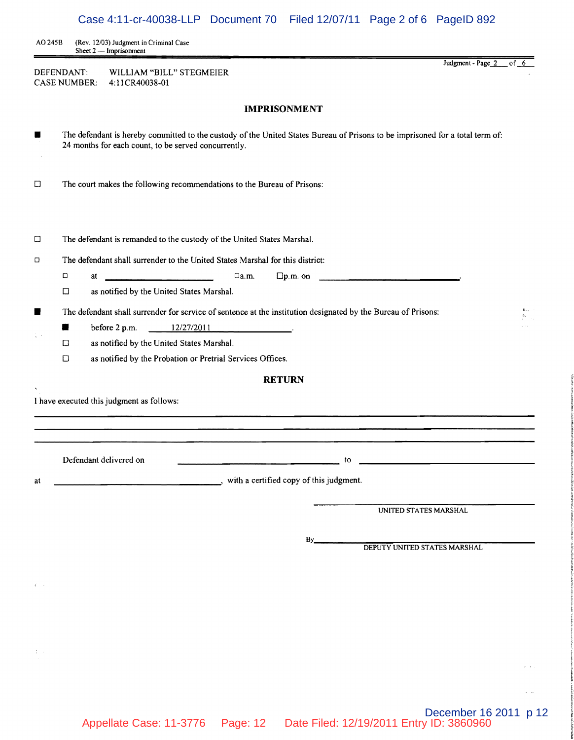AO 245B (Rev. 12/03) Judgment in Criminal Case
Sheet 2 — Imprisonment

Judgment - Page 2 of 6

DEFENDANT: WILLIAM "BILL" STEGMEIER
CASE NUMBER: 4:11CR40038-01

## IMPRISONMENT

■ The defendant is hereby committed to the custody of the United States Bureau of Prisons to be imprisoned for a total term of:
24 months for each count, to be served concurrently.

☐ The court makes the following recommendations to the Bureau of Prisons:

☐ The defendant is remanded to the custody of the United States Marshal.

☐ The defendant shall surrender to the United States Marshal for this district:

- ☐ at ____________ ☐ a.m. ☐ p.m. on ____________.
- ☐ as notified by the United States Marshal.

■ The defendant shall surrender for service of sentence at the institution designated by the Bureau of Prisons:

- ■ before 2 p.m. 12/27/2011.
- ☐ as notified by the United States Marshal.
- ☐ as notified by the Probation or Pretrial Services Offices.

## RETURN

I have executed this judgment as follows:

______________________________________________

______________________________________________

______________________________________________

Defendant delivered on ____________ to ____________

at ____________, with a certified copy of this judgment.

______________________________
UNITED STATES MARSHAL

By______________________________
DEPUTY UNITED STATES MARSHAL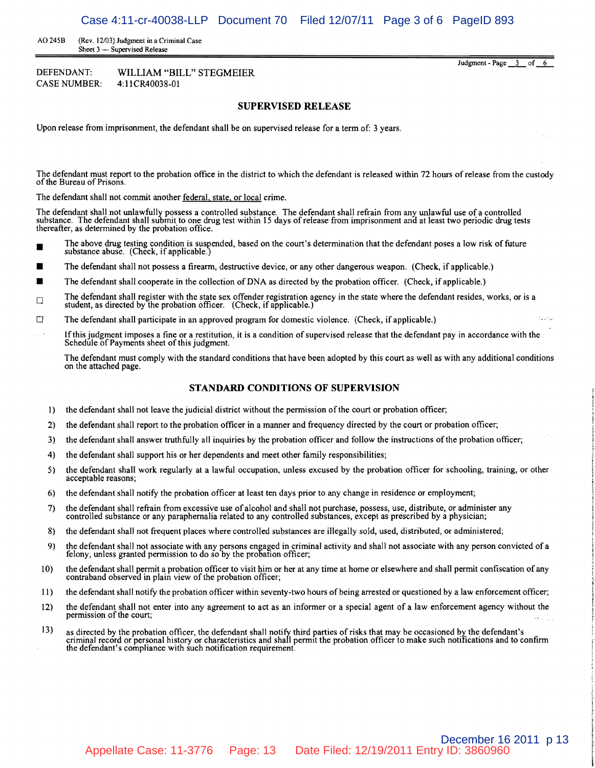AO 245B (Rev. 12/03) Judgment in a Criminal Case
Sheet 3 — Supervised Release

Judgment - Page 3 of 6

DEFENDANT: WILLIAM "BILL" STEGMEIER
CASE NUMBER: 4:11CR40038-01

## SUPERVISED RELEASE

Upon release from imprisonment, the defendant shall be on supervised release for a term of: 3 years.

The defendant must report to the probation office in the district to which the defendant is released within 72 hours of release from the custody of the Bureau of Prisons.

The defendant shall not commit another federal, state, or local crime.

The defendant shall not unlawfully possess a controlled substance. The defendant shall refrain from any unlawful use of a controlled substance. The defendant shall submit to one drug test within 15 days of release from imprisonment and at least two periodic drug tests thereafter, as determined by the probation office.

- ■ The above drug testing condition is suspended, based on the court's determination that the defendant poses a low risk of future substance abuse. (Check, if applicable.)
- ■ The defendant shall not possess a firearm, destructive device, or any other dangerous weapon. (Check, if applicable.)
- ■ The defendant shall cooperate in the collection of DNA as directed by the probation officer. (Check, if applicable.)
- ☐ The defendant shall register with the state sex offender registration agency in the state where the defendant resides, works, or is a student, as directed by the probation officer. (Check, if applicable.)
- ☐ The defendant shall participate in an approved program for domestic violence. (Check, if applicable.)

If this judgment imposes a fine or a restitution, it is a condition of supervised release that the defendant pay in accordance with the Schedule of Payments sheet of this judgment.

The defendant must comply with the standard conditions that have been adopted by this court as well as with any additional conditions on the attached page.

## STANDARD CONDITIONS OF SUPERVISION

1) the defendant shall not leave the judicial district without the permission of the court or probation officer;
2) the defendant shall report to the probation officer in a manner and frequency directed by the court or probation officer;
3) the defendant shall answer truthfully all inquiries by the probation officer and follow the instructions of the probation officer;
4) the defendant shall support his or her dependents and meet other family responsibilities;
5) the defendant shall work regularly at a lawful occupation, unless excused by the probation officer for schooling, training, or other acceptable reasons;
6) the defendant shall notify the probation officer at least ten days prior to any change in residence or employment;
7) the defendant shall refrain from excessive use of alcohol and shall not purchase, possess, use, distribute, or administer any controlled substance or any paraphernalia related to any controlled substances, except as prescribed by a physician;
8) the defendant shall not frequent places where controlled substances are illegally sold, used, distributed, or administered;
9) the defendant shall not associate with any persons engaged in criminal activity and shall not associate with any person convicted of a felony, unless granted permission to do so by the probation officer;
10) the defendant shall permit a probation officer to visit him or her at any time at home or elsewhere and shall permit confiscation of any contraband observed in plain view of the probation officer;
11) the defendant shall notify the probation officer within seventy-two hours of being arrested or questioned by a law enforcement officer;
12) the defendant shall not enter into any agreement to act as an informer or a special agent of a law enforcement agency without the permission of the court;
13) as directed by the probation officer, the defendant shall notify third parties of risks that may be occasioned by the defendant's criminal record or personal history or characteristics and shall permit the probation officer to make such notifications and to confirm the defendant's compliance with such notification requirement.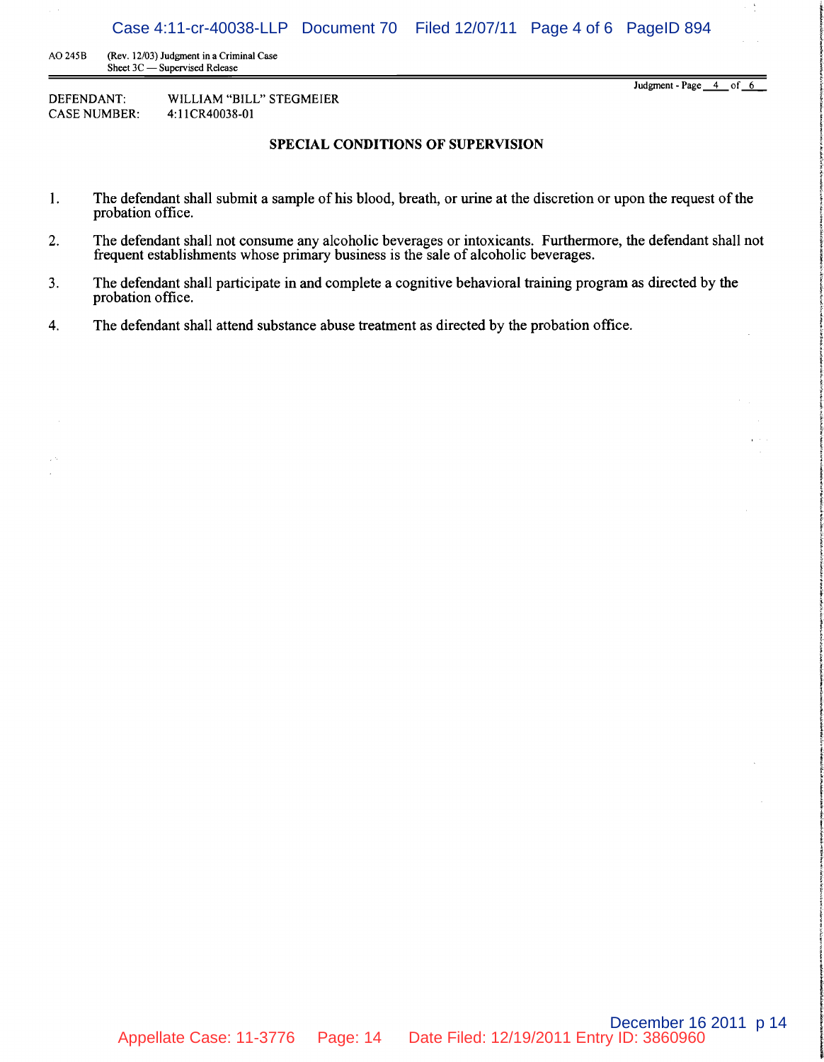AO 245B (Rev. 12/03) Judgment in a Criminal Case
Sheet 3C — Supervised Release

DEFENDANT: WILLIAM "BILL" STEGMEIER
CASE NUMBER: 4:11CR40038-01

## SPECIAL CONDITIONS OF SUPERVISION

1. The defendant shall submit a sample of his blood, breath, or urine at the discretion or upon the request of the probation office.

2. The defendant shall not consume any alcoholic beverages or intoxicants. Furthermore, the defendant shall not frequent establishments whose primary business is the sale of alcoholic beverages.

3. The defendant shall participate in and complete a cognitive behavioral training program as directed by the probation office.

4. The defendant shall attend substance abuse treatment as directed by the probation office.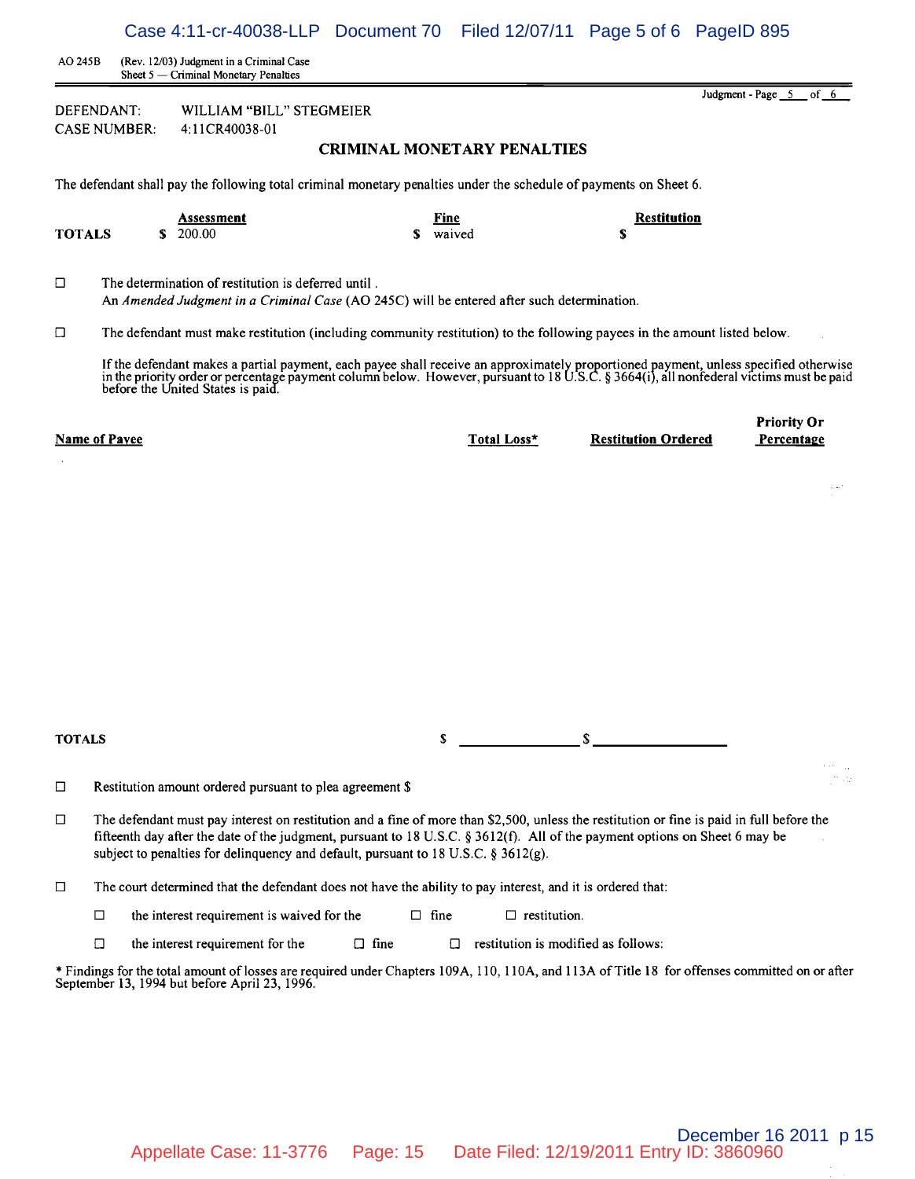AO 245B (Rev. 12/03) Judgment in a Criminal Case
Sheet 5 — Criminal Monetary Penalties

Judgment - Page 5 of 6

DEFENDANT: WILLIAM "BILL" STEGMEIER
CASE NUMBER: 4:11CR40038-01

## CRIMINAL MONETARY PENALTIES

The defendant shall pay the following total criminal monetary penalties under the schedule of payments on Sheet 6.

| | Assessment | Fine | Restitution |
|---|---|---|---|
| **TOTALS** | $ 200.00 | $ waived | $ |

☐ The determination of restitution is deferred until .
An *Amended Judgment in a Criminal Case* (AO 245C) will be entered after such determination.

☐ The defendant must make restitution (including community restitution) to the following payees in the amount listed below.

If the defendant makes a partial payment, each payee shall receive an approximately proportioned payment, unless specified otherwise in the priority order or percentage payment column below. However, pursuant to 18 U.S.C. § 3664(i), all nonfederal victims must be paid before the United States is paid.

| Name of Payee | Total Loss* | Restitution Ordered | Priority Or Percentage |
|---|---|---|---|
| | | | |
| **TOTALS** | $ ______ | $ ______ | |

☐ Restitution amount ordered pursuant to plea agreement $

☐ The defendant must pay interest on restitution and a fine of more than $2,500, unless the restitution or fine is paid in full before the fifteenth day after the date of the judgment, pursuant to 18 U.S.C. § 3612(f). All of the payment options on Sheet 6 may be subject to penalties for delinquency and default, pursuant to 18 U.S.C. § 3612(g).

☐ The court determined that the defendant does not have the ability to pay interest, and it is ordered that:

☐ the interest requirement is waived for the ☐ fine ☐ restitution.

☐ the interest requirement for the ☐ fine ☐ restitution is modified as follows:

* Findings for the total amount of losses are required under Chapters 109A, 110, 110A, and 113A of Title 18 for offenses committed on or after September 13, 1994 but before April 23, 1996.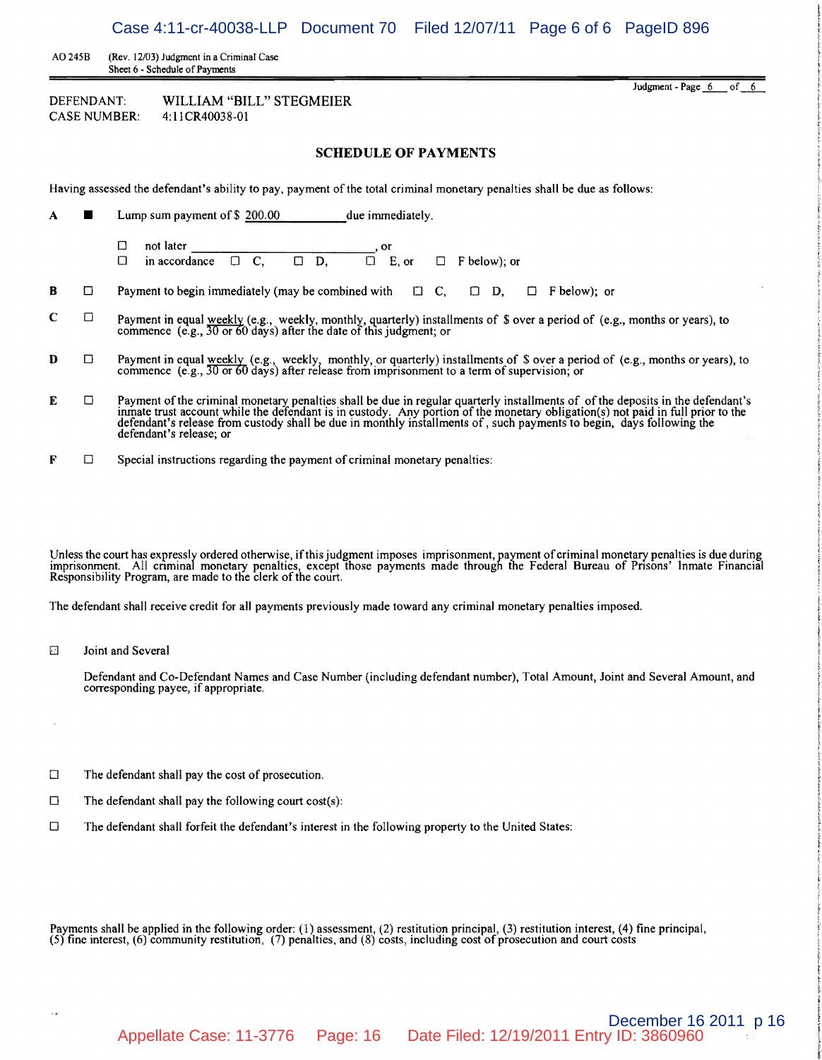AO 245B (Rev. 12/03) Judgment in a Criminal Case
Sheet 6 - Schedule of Payments

Judgment - Page 6 of 6

DEFENDANT: WILLIAM "BILL" STEGMEIER
CASE NUMBER: 4:11CR40038-01

## SCHEDULE OF PAYMENTS

Having assessed the defendant's ability to pay, payment of the total criminal monetary penalties shall be due as follows:

**A** ■ Lump sum payment of $ 200.00 due immediately.

☐ not later ____________, or
☐ in accordance ☐ C, ☐ D, ☐ E, or ☐ F below); or

**B** ☐ Payment to begin immediately (may be combined with ☐ C, ☐ D, ☐ F below); or

**C** ☐ Payment in equal weekly (e.g., weekly, monthly, quarterly) installments of $ over a period of (e.g., months or years), to commence (e.g., 30 or 60 days) after the date of this judgment; or

**D** ☐ Payment in equal weekly (e.g., weekly, monthly, or quarterly) installments of $ over a period of (e.g., months or years), to commence (e.g., 30 or 60 days) after release from imprisonment to a term of supervision; or

**E** ☐ Payment of the criminal monetary penalties shall be due in regular quarterly installments of of the deposits in the defendant's inmate trust account while the defendant is in custody. Any portion of the monetary obligation(s) not paid in full prior to the defendant's release from custody shall be due in monthly installments of , such payments to begin, days following the defendant's release; or

**F** ☐ Special instructions regarding the payment of criminal monetary penalties:

Unless the court has expressly ordered otherwise, if this judgment imposes imprisonment, payment of criminal monetary penalties is due during imprisonment. All criminal monetary penalties, except those payments made through the Federal Bureau of Prisons' Inmate Financial Responsibility Program, are made to the clerk of the court.

The defendant shall receive credit for all payments previously made toward any criminal monetary penalties imposed.

☐ Joint and Several

Defendant and Co-Defendant Names and Case Number (including defendant number), Total Amount, Joint and Several Amount, and corresponding payee, if appropriate.

☐ The defendant shall pay the cost of prosecution.

☐ The defendant shall pay the following court cost(s):

☐ The defendant shall forfeit the defendant's interest in the following property to the United States:

Payments shall be applied in the following order: (1) assessment, (2) restitution principal, (3) restitution interest, (4) fine principal, (5) fine interest, (6) community restitution, (7) penalties, and (8) costs, including cost of prosecution and court costs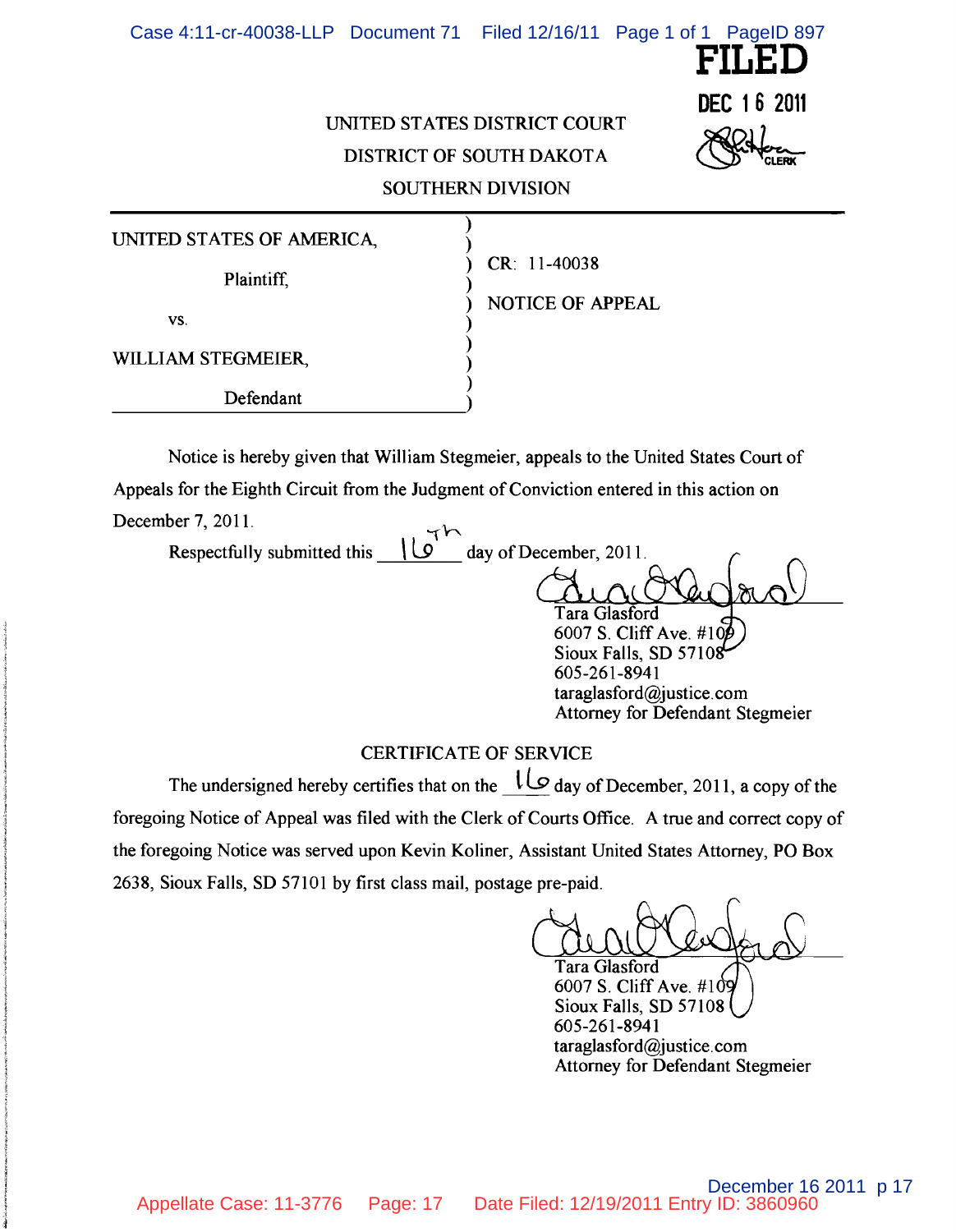FILED

DEC 16 2011

CLERK

UNITED STATES DISTRICT COURT

DISTRICT OF SOUTH DAKOTA

SOUTHERN DIVISION

| | |
|---|---|
| UNITED STATES OF AMERICA, Plaintiff, vs. WILLIAM STEGMEIER, Defendant | CR: 11-40038 NOTICE OF APPEAL |

Notice is hereby given that William Stegmeier, appeals to the United States Court of Appeals for the Eighth Circuit from the Judgment of Conviction entered in this action on December 7, 2011.

Respectfully submitted this 16th day of December, 2011.

Tara Glasford
6007 S. Cliff Ave. #109
Sioux Falls, SD 57108
605-261-8941
taraglasford@justice.com
Attorney for Defendant Stegmeier

## CERTIFICATE OF SERVICE

The undersigned hereby certifies that on the 16 day of December, 2011, a copy of the foregoing Notice of Appeal was filed with the Clerk of Courts Office. A true and correct copy of the foregoing Notice was served upon Kevin Koliner, Assistant United States Attorney, PO Box 2638, Sioux Falls, SD 57101 by first class mail, postage pre-paid.

Tara Glasford
6007 S. Cliff Ave. #109
Sioux Falls, SD 57108
605-261-8941
taraglasford@justice.com
Attorney for Defendant Stegmeier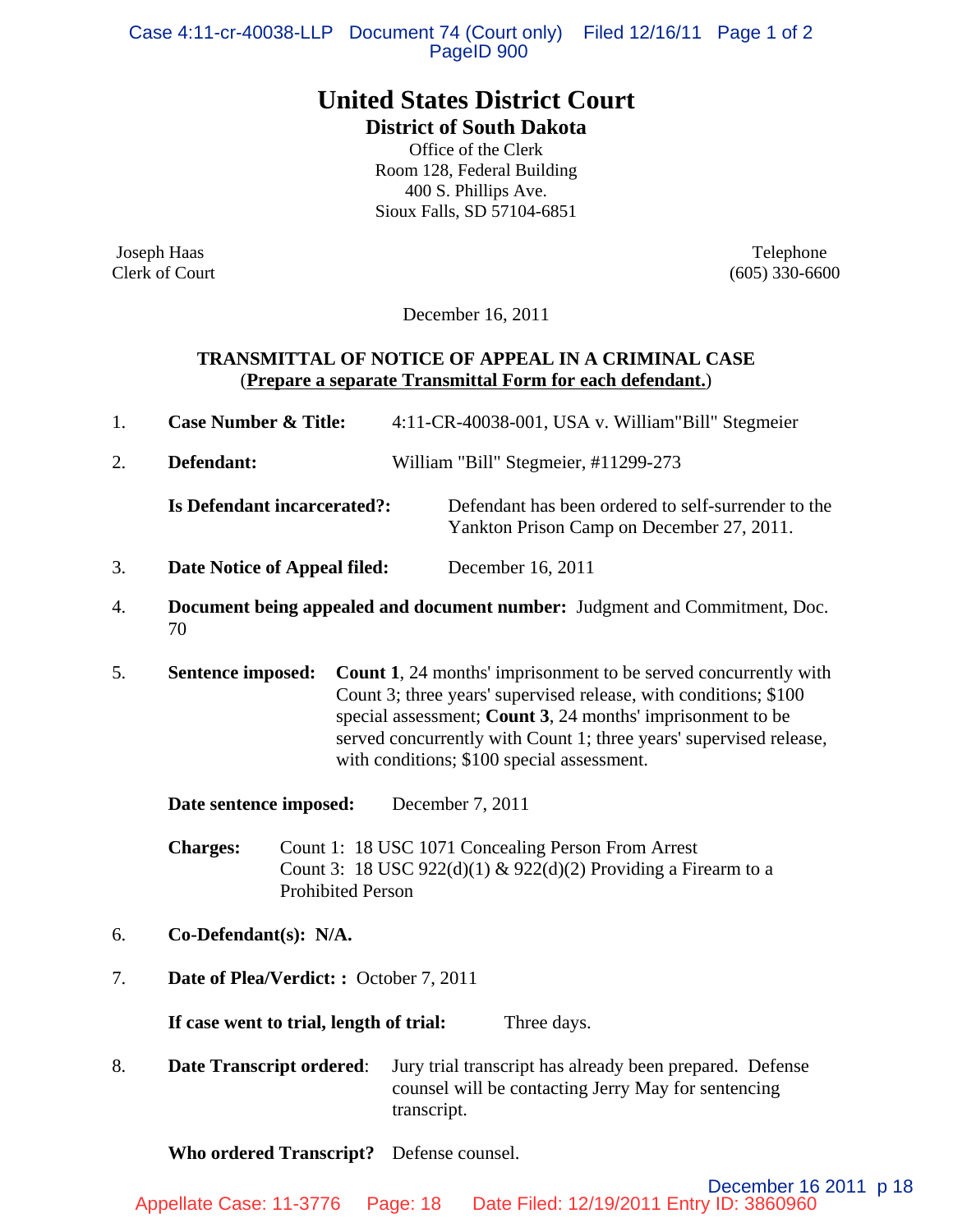# United States District Court

## District of South Dakota

Office of the Clerk
Room 128, Federal Building
400 S. Phillips Ave.
Sioux Falls, SD 57104-6851

Joseph Haas
Clerk of Court

Telephone
(605) 330-6600

December 16, 2011

**TRANSMITTAL OF NOTICE OF APPEAL IN A CRIMINAL CASE**
(**Prepare a separate Transmittal Form for each defendant.**)

1. **Case Number & Title:** 4:11-CR-40038-001, USA v. William"Bill" Stegmeier

2. **Defendant:** William "Bill" Stegmeier, #11299-273

   **Is Defendant incarcerated?:** Defendant has been ordered to self-surrender to the Yankton Prison Camp on December 27, 2011.

3. **Date Notice of Appeal filed:** December 16, 2011

4. **Document being appealed and document number:** Judgment and Commitment, Doc. 70

5. **Sentence imposed:** **Count 1**, 24 months' imprisonment to be served concurrently with Count 3; three years' supervised release, with conditions; $100 special assessment; **Count 3**, 24 months' imprisonment to be served concurrently with Count 1; three years' supervised release, with conditions; $100 special assessment.

   **Date sentence imposed:** December 7, 2011

   **Charges:** Count 1: 18 USC 1071 Concealing Person From Arrest
   Count 3: 18 USC 922(d)(1) & 922(d)(2) Providing a Firearm to a Prohibited Person

6. **Co-Defendant(s): N/A.**

7. **Date of Plea/Verdict: :** October 7, 2011

   **If case went to trial, length of trial:** Three days.

8. **Date Transcript ordered**: Jury trial transcript has already been prepared. Defense counsel will be contacting Jerry May for sentencing transcript.

   **Who ordered Transcript?** Defense counsel.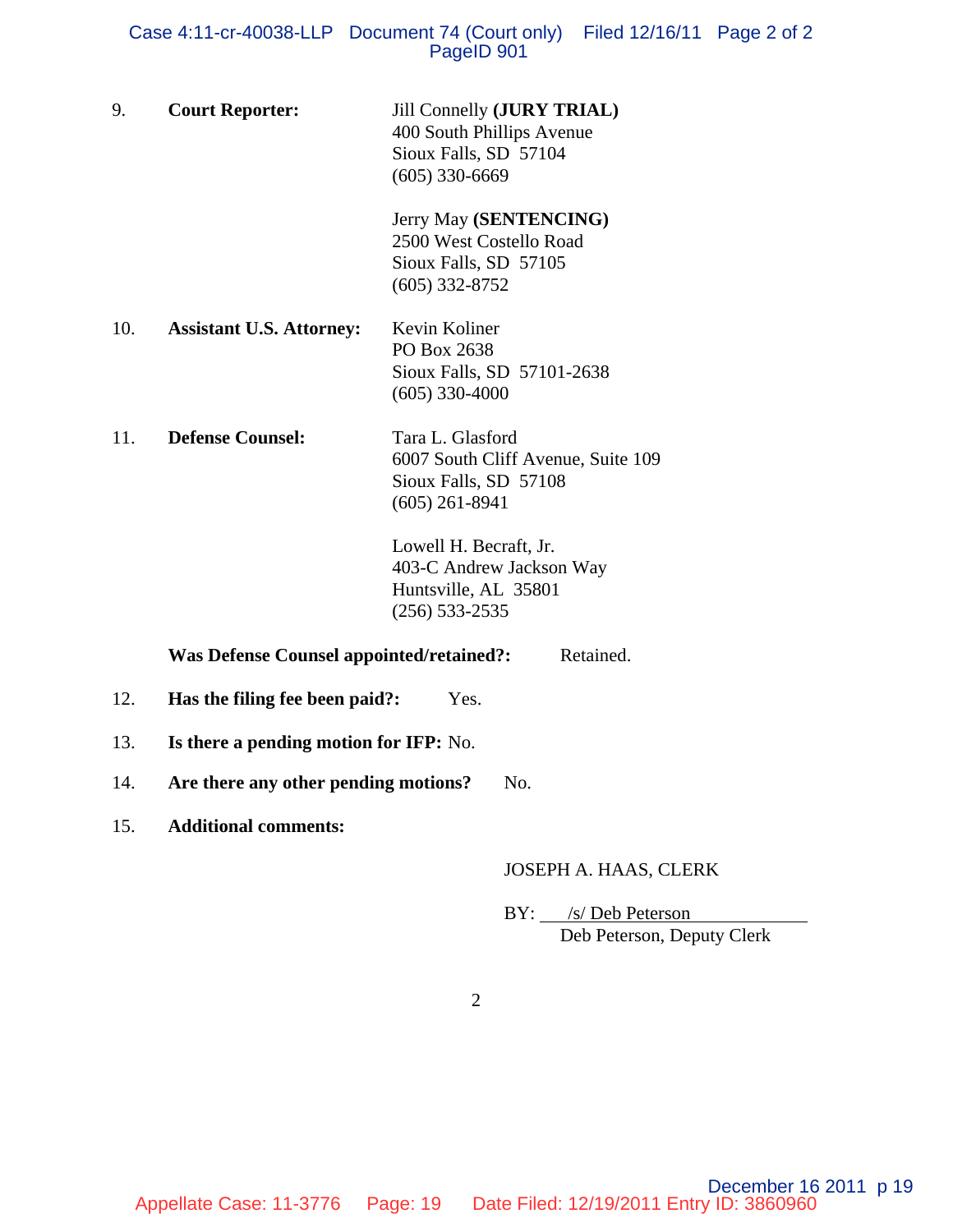9. **Court Reporter:** Jill Connelly **(JURY TRIAL)**
400 South Phillips Avenue
Sioux Falls, SD 57104
(605) 330-6669

Jerry May **(SENTENCING)**
2500 West Costello Road
Sioux Falls, SD 57105
(605) 332-8752

10. **Assistant U.S. Attorney:** Kevin Koliner
PO Box 2638
Sioux Falls, SD 57101-2638
(605) 330-4000

11. **Defense Counsel:** Tara L. Glasford
6007 South Cliff Avenue, Suite 109
Sioux Falls, SD 57108
(605) 261-8941

Lowell H. Becraft, Jr.
403-C Andrew Jackson Way
Huntsville, AL 35801
(256) 533-2535

**Was Defense Counsel appointed/retained?:** Retained.

12. **Has the filing fee been paid?:** Yes.

13. **Is there a pending motion for IFP:** No.

14. **Are there any other pending motions?** No.

15. **Additional comments:**

JOSEPH A. HAAS, CLERK

BY: /s/ Deb Peterson
Deb Peterson, Deputy Clerk